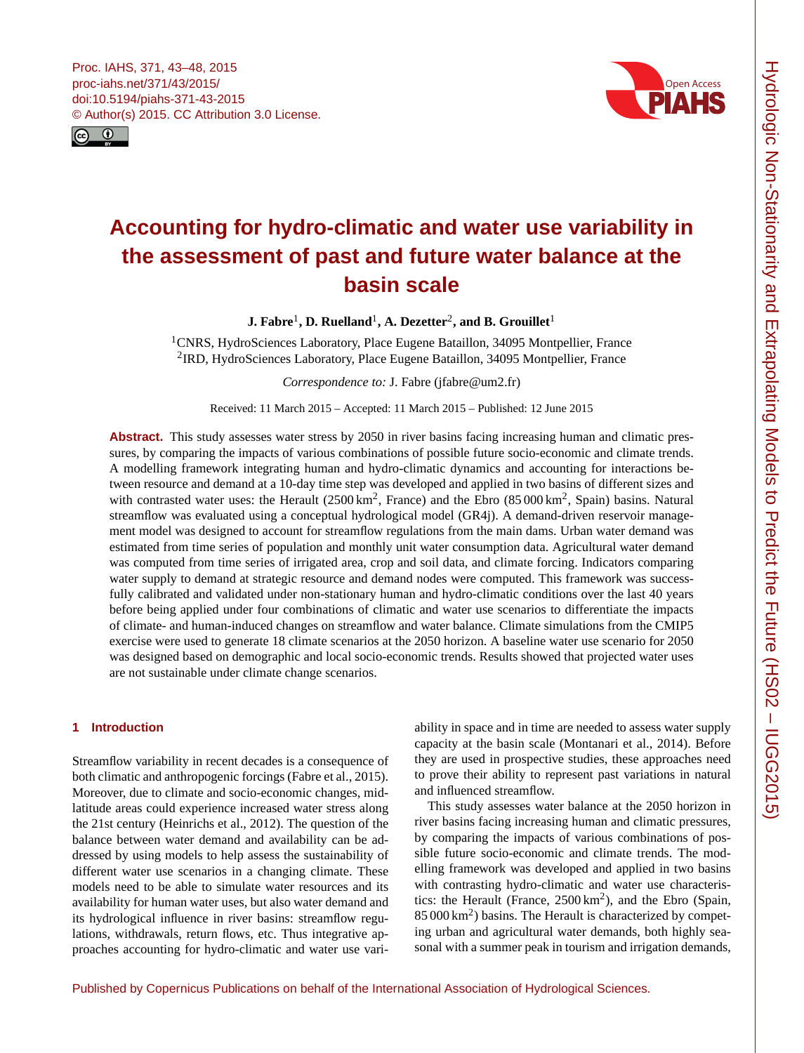# Accounting for hydro-climatic and water use variability in the assessment of past and future water balance at the basin scale

**J. Fabre[1], D. Ruelland[1], A. Dezetter[2], and B. Grouillet[1]**

[1]CNRS, HydroSciences Laboratory, Place Eugene Bataillon, 34095 Montpellier, France
[2]IRD, HydroSciences Laboratory, Place Eugene Bataillon, 34095 Montpellier, France

*Correspondence to:* J. Fabre (jfabre@um2.fr)

Received: 11 March 2015 – Accepted: 11 March 2015 – Published: 12 June 2015

**Abstract.** This study assesses water stress by 2050 in river basins facing increasing human and climatic pressures, by comparing the impacts of various combinations of possible future socio-economic and climate trends. A modelling framework integrating human and hydro-climatic dynamics and accounting for interactions between resource and demand at a 10-day time step was developed and applied in two basins of different sizes and with contrasted water uses: the Herault (2500 km$^2$, France) and the Ebro (85 000 km$^2$, Spain) basins. Natural streamflow was evaluated using a conceptual hydrological model (GR4j). A demand-driven reservoir management model was designed to account for streamflow regulations from the main dams. Urban water demand was estimated from time series of population and monthly unit water consumption data. Agricultural water demand was computed from time series of irrigated area, crop and soil data, and climate forcing. Indicators comparing water supply to demand at strategic resource and demand nodes were computed. This framework was successfully calibrated and validated under non-stationary human and hydro-climatic conditions over the last 40 years before being applied under four combinations of climatic and water use scenarios to differentiate the impacts of climate- and human-induced changes on streamflow and water balance. Climate simulations from the CMIP5 exercise were used to generate 18 climate scenarios at the 2050 horizon. A baseline water use scenario for 2050 was designed based on demographic and local socio-economic trends. Results showed that projected water uses are not sustainable under climate change scenarios.

## 1 Introduction

Streamflow variability in recent decades is a consequence of both climatic and anthropogenic forcings (Fabre et al., 2015). Moreover, due to climate and socio-economic changes, mid-latitude areas could experience increased water stress along the 21st century (Heinrichs et al., 2012). The question of the balance between water demand and availability can be addressed by using models to help assess the sustainability of different water use scenarios in a changing climate. These models need to be able to simulate water resources and its availability for human water uses, but also water demand and its hydrological influence in river basins: streamflow regulations, withdrawals, return flows, etc. Thus integrative approaches accounting for hydro-climatic and water use variability in space and in time are needed to assess water supply capacity at the basin scale (Montanari et al., 2014). Before they are used in prospective studies, these approaches need to prove their ability to represent past variations in natural and influenced streamflow.

This study assesses water balance at the 2050 horizon in river basins facing increasing human and climatic pressures, by comparing the impacts of various combinations of possible future socio-economic and climate trends. The modelling framework was developed and applied in two basins with contrasting hydro-climatic and water use characteristics: the Herault (France, 2500 km$^2$), and the Ebro (Spain, 85 000 km$^2$) basins. The Herault is characterized by competing urban and agricultural water demands, both highly seasonal with a summer peak in tourism and irrigation demands,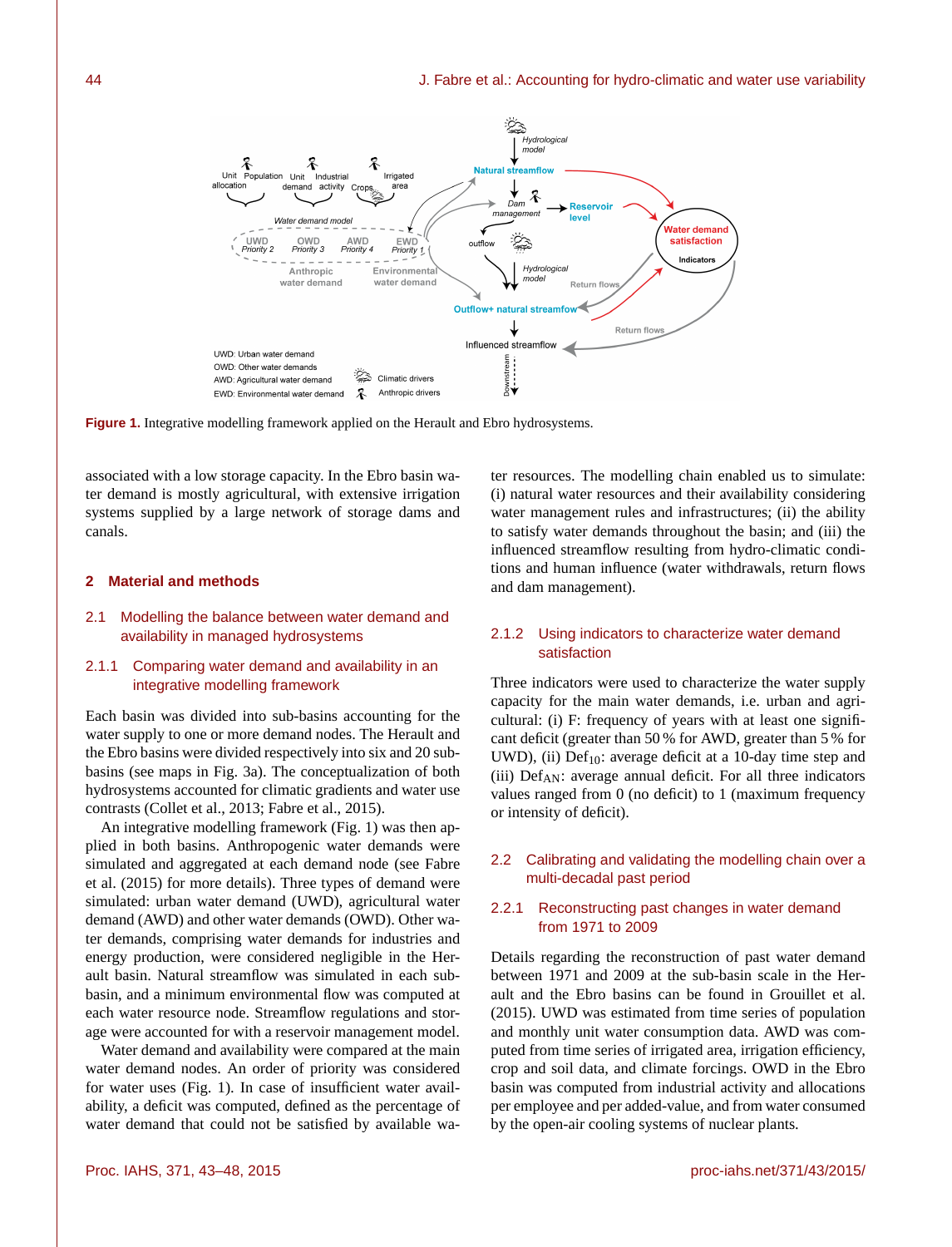**Figure 1.** Integrative modelling framework applied on the Herault and Ebro hydrosystems.

associated with a low storage capacity. In the Ebro basin water demand is mostly agricultural, with extensive irrigation systems supplied by a large network of storage dams and canals.

## 2 Material and methods

### 2.1 Modelling the balance between water demand and availability in managed hydrosystems

#### 2.1.1 Comparing water demand and availability in an integrative modelling framework

Each basin was divided into sub-basins accounting for the water supply to one or more demand nodes. The Herault and the Ebro basins were divided respectively into six and 20 sub-basins (see maps in Fig. 3a). The conceptualization of both hydrosystems accounted for climatic gradients and water use contrasts (Collet et al., 2013; Fabre et al., 2015).

An integrative modelling framework (Fig. 1) was then applied in both basins. Anthropogenic water demands were simulated and aggregated at each demand node (see Fabre et al. (2015) for more details). Three types of demand were simulated: urban water demand (UWD), agricultural water demand (AWD) and other water demands (OWD). Other water demands, comprising water demands for industries and energy production, were considered negligible in the Herault basin. Natural streamflow was simulated in each sub-basin, and a minimum environmental flow was computed at each water resource node. Streamflow regulations and storage were accounted for with a reservoir management model.

Water demand and availability were compared at the main water demand nodes. An order of priority was considered for water uses (Fig. 1). In case of insufficient water availability, a deficit was computed, defined as the percentage of water demand that could not be satisfied by available water resources. The modelling chain enabled us to simulate: (i) natural water resources and their availability considering water management rules and infrastructures; (ii) the ability to satisfy water demands throughout the basin; and (iii) the influenced streamflow resulting from hydro-climatic conditions and human influence (water withdrawals, return flows and dam management).

#### 2.1.2 Using indicators to characterize water demand satisfaction

Three indicators were used to characterize the water supply capacity for the main water demands, i.e. urban and agricultural: (i) F: frequency of years with at least one significant deficit (greater than 50 % for AWD, greater than 5 % for UWD), (ii) $\mathrm{Def}_{10}$: average deficit at a 10-day time step and (iii) $\mathrm{Def}_{\mathrm{AN}}$: average annual deficit. For all three indicators values ranged from 0 (no deficit) to 1 (maximum frequency or intensity of deficit).

### 2.2 Calibrating and validating the modelling chain over a multi-decadal past period

#### 2.2.1 Reconstructing past changes in water demand from 1971 to 2009

Details regarding the reconstruction of past water demand between 1971 and 2009 at the sub-basin scale in the Herault and the Ebro basins can be found in Grouillet et al. (2015). UWD was estimated from time series of population and monthly unit water consumption data. AWD was computed from time series of irrigated area, irrigation efficiency, crop and soil data, and climate forcings. OWD in the Ebro basin was computed from industrial activity and allocations per employee and per added-value, and from water consumed by the open-air cooling systems of nuclear plants.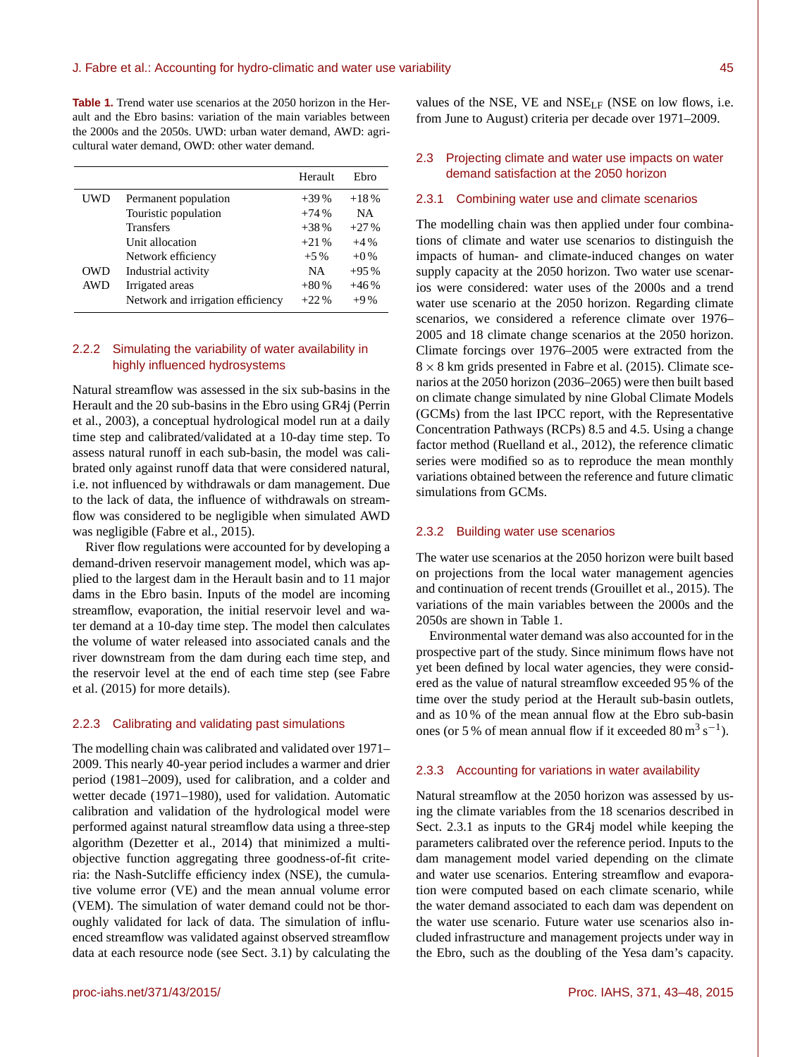**Table 1.** Trend water use scenarios at the 2050 horizon in the Herault and the Ebro basins: variation of the main variables between the 2000s and the 2050s. UWD: urban water demand, AWD: agricultural water demand, OWD: other water demand.

| | | Herault | Ebro |
|---|---|---|---|
| UWD | Permanent population | +39 % | +18 % |
| | Touristic population | +74 % | NA |
| | Transfers | +38 % | +27 % |
| | Unit allocation | +21 % | +4 % |
| | Network efficiency | +5 % | +0 % |
| OWD | Industrial activity | NA | +95 % |
| AWD | Irrigated areas | +80 % | +46 % |
| | Network and irrigation efficiency | +22 % | +9 % |

### 2.2.2 Simulating the variability of water availability in highly influenced hydrosystems

Natural streamflow was assessed in the six sub-basins in the Herault and the 20 sub-basins in the Ebro using GR4j (Perrin et al., 2003), a conceptual hydrological model run at a daily time step and calibrated/validated at a 10-day time step. To assess natural runoff in each sub-basin, the model was calibrated only against runoff data that were considered natural, i.e. not influenced by withdrawals or dam management. Due to the lack of data, the influence of withdrawals on streamflow was considered to be negligible when simulated AWD was negligible (Fabre et al., 2015).

River flow regulations were accounted for by developing a demand-driven reservoir management model, which was applied to the largest dam in the Herault basin and to 11 major dams in the Ebro basin. Inputs of the model are incoming streamflow, evaporation, the initial reservoir level and water demand at a 10-day time step. The model then calculates the volume of water released into associated canals and the river downstream from the dam during each time step, and the reservoir level at the end of each time step (see Fabre et al. (2015) for more details).

### 2.2.3 Calibrating and validating past simulations

The modelling chain was calibrated and validated over 1971–2009. This nearly 40-year period includes a warmer and drier period (1981–2009), used for calibration, and a colder and wetter decade (1971–1980), used for validation. Automatic calibration and validation of the hydrological model were performed against natural streamflow data using a three-step algorithm (Dezetter et al., 2014) that minimized a multi-objective function aggregating three goodness-of-fit criteria: the Nash-Sutcliffe efficiency index (NSE), the cumulative volume error (VE) and the mean annual volume error (VEM). The simulation of water demand could not be thoroughly validated for lack of data. The simulation of influenced streamflow was validated against observed streamflow data at each resource node (see Sect. 3.1) by calculating the values of the NSE, VE and $NSE_{LF}$ (NSE on low flows, i.e. from June to August) criteria per decade over 1971–2009.

## 2.3 Projecting climate and water use impacts on water demand satisfaction at the 2050 horizon

### 2.3.1 Combining water use and climate scenarios

The modelling chain was then applied under four combinations of climate and water use scenarios to distinguish the impacts of human- and climate-induced changes on water supply capacity at the 2050 horizon. Two water use scenarios were considered: water uses of the 2000s and a trend water use scenario at the 2050 horizon. Regarding climate scenarios, we considered a reference climate over 1976–2005 and 18 climate change scenarios at the 2050 horizon. Climate forcings over 1976–2005 were extracted from the $8 \times 8$ km grids presented in Fabre et al. (2015). Climate scenarios at the 2050 horizon (2036–2065) were then built based on climate change simulated by nine Global Climate Models (GCMs) from the last IPCC report, with the Representative Concentration Pathways (RCPs) 8.5 and 4.5. Using a change factor method (Ruelland et al., 2012), the reference climatic series were modified so as to reproduce the mean monthly variations obtained between the reference and future climatic simulations from GCMs.

### 2.3.2 Building water use scenarios

The water use scenarios at the 2050 horizon were built based on projections from the local water management agencies and continuation of recent trends (Grouillet et al., 2015). The variations of the main variables between the 2000s and the 2050s are shown in Table 1.

Environmental water demand was also accounted for in the prospective part of the study. Since minimum flows have not yet been defined by local water agencies, they were considered as the value of natural streamflow exceeded 95 % of the time over the study period at the Herault sub-basin outlets, and as 10 % of the mean annual flow at the Ebro sub-basin ones (or 5 % of mean annual flow if it exceeded 80 $m^3\,s^{-1}$).

### 2.3.3 Accounting for variations in water availability

Natural streamflow at the 2050 horizon was assessed by using the climate variables from the 18 scenarios described in Sect. 2.3.1 as inputs to the GR4j model while keeping the parameters calibrated over the reference period. Inputs to the dam management model varied depending on the climate and water use scenarios. Entering streamflow and evaporation were computed based on each climate scenario, while the water demand associated to each dam was dependent on the water use scenario. Future water use scenarios also included infrastructure and management projects under way in the Ebro, such as the doubling of the Yesa dam's capacity.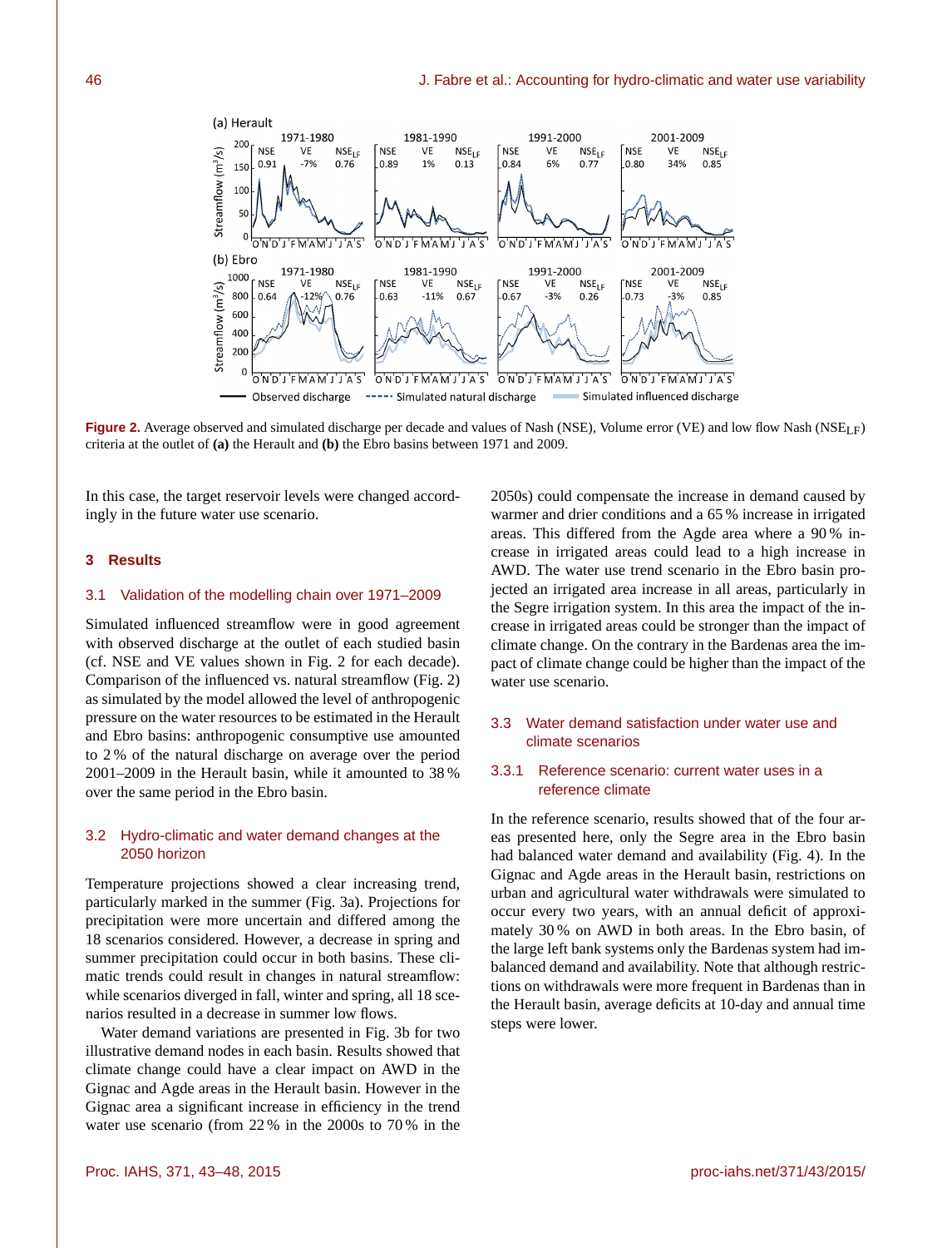Figure 2. Average observed and simulated discharge per decade and values of Nash (NSE), Volume error (VE) and low flow Nash ($NSE_{LF}$) criteria at the outlet of **(a)** the Herault and **(b)** the Ebro basins between 1971 and 2009.

In this case, the target reservoir levels were changed accordingly in the future water use scenario.

## 3 Results

### 3.1 Validation of the modelling chain over 1971–2009

Simulated influenced streamflow were in good agreement with observed discharge at the outlet of each studied basin (cf. NSE and VE values shown in Fig. 2 for each decade). Comparison of the influenced vs. natural streamflow (Fig. 2) as simulated by the model allowed the level of anthropogenic pressure on the water resources to be estimated in the Herault and Ebro basins: anthropogenic consumptive use amounted to 2 % of the natural discharge on average over the period 2001–2009 in the Herault basin, while it amounted to 38 % over the same period in the Ebro basin.

### 3.2 Hydro-climatic and water demand changes at the 2050 horizon

Temperature projections showed a clear increasing trend, particularly marked in the summer (Fig. 3a). Projections for precipitation were more uncertain and differed among the 18 scenarios considered. However, a decrease in spring and summer precipitation could occur in both basins. These climatic trends could result in changes in natural streamflow: while scenarios diverged in fall, winter and spring, all 18 scenarios resulted in a decrease in summer low flows.

Water demand variations are presented in Fig. 3b for two illustrative demand nodes in each basin. Results showed that climate change could have a clear impact on AWD in the Gignac and Agde areas in the Herault basin. However in the Gignac area a significant increase in efficiency in the trend water use scenario (from 22 % in the 2000s to 70 % in the 2050s) could compensate the increase in demand caused by warmer and drier conditions and a 65 % increase in irrigated areas. This differed from the Agde area where a 90 % increase in irrigated areas could lead to a high increase in AWD. The water use trend scenario in the Ebro basin projected an irrigated area increase in all areas, particularly in the Segre irrigation system. In this area the impact of the increase in irrigated areas could be stronger than the impact of climate change. On the contrary in the Bardenas area the impact of climate change could be higher than the impact of the water use scenario.

### 3.3 Water demand satisfaction under water use and climate scenarios

#### 3.3.1 Reference scenario: current water uses in a reference climate

In the reference scenario, results showed that of the four areas presented here, only the Segre area in the Ebro basin had balanced water demand and availability (Fig. 4). In the Gignac and Agde areas in the Herault basin, restrictions on urban and agricultural water withdrawals were simulated to occur every two years, with an annual deficit of approximately 30 % on AWD in both areas. In the Ebro basin, of the large left bank systems only the Bardenas system had imbalanced demand and availability. Note that although restrictions on withdrawals were more frequent in Bardenas than in the Herault basin, average deficits at 10-day and annual time steps were lower.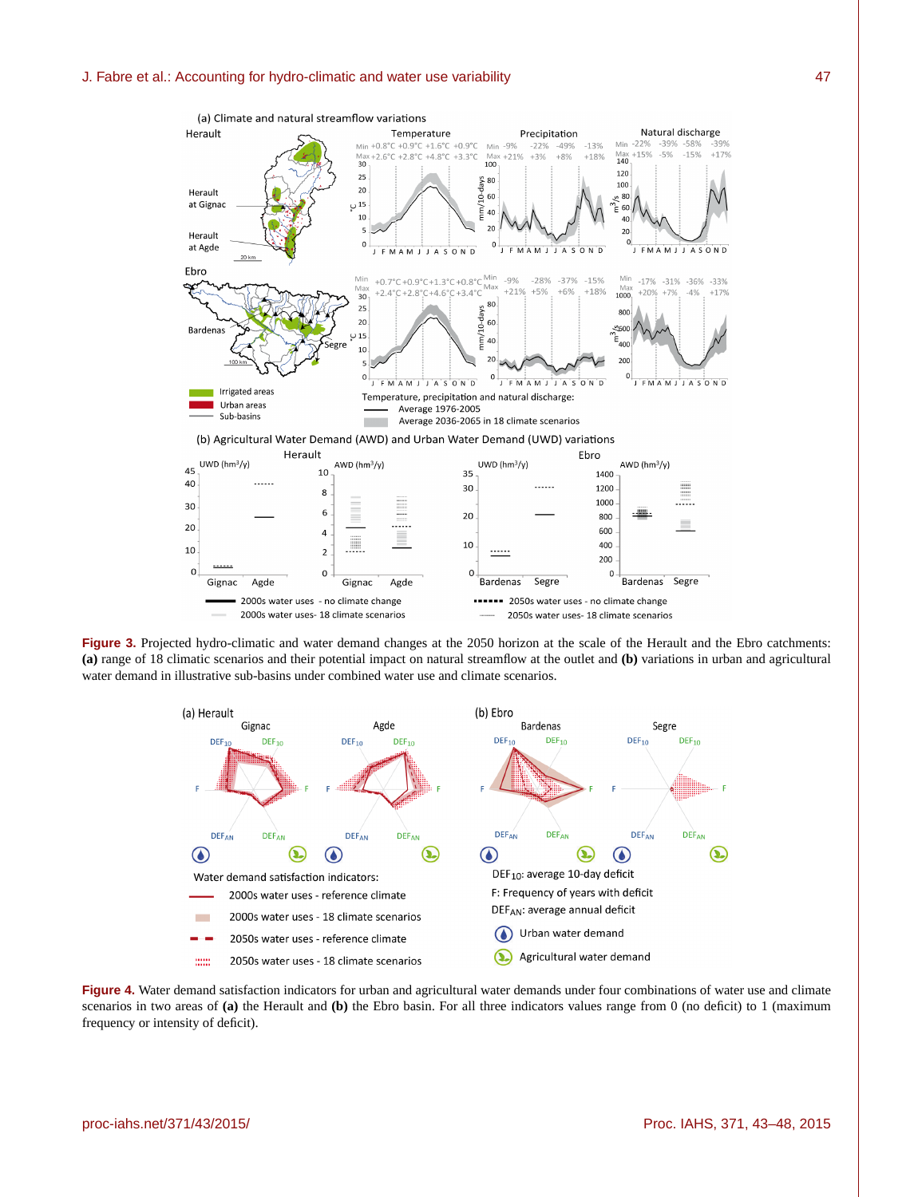**Figure 3.** Projected hydro-climatic and water demand changes at the 2050 horizon at the scale of the Herault and the Ebro catchments: **(a)** range of 18 climatic scenarios and their potential impact on natural streamflow at the outlet and **(b)** variations in urban and agricultural water demand in illustrative sub-basins under combined water use and climate scenarios.

**Figure 4.** Water demand satisfaction indicators for urban and agricultural water demands under four combinations of water use and climate scenarios in two areas of **(a)** the Herault and **(b)** the Ebro basin. For all three indicators values range from 0 (no deficit) to 1 (maximum frequency or intensity of deficit).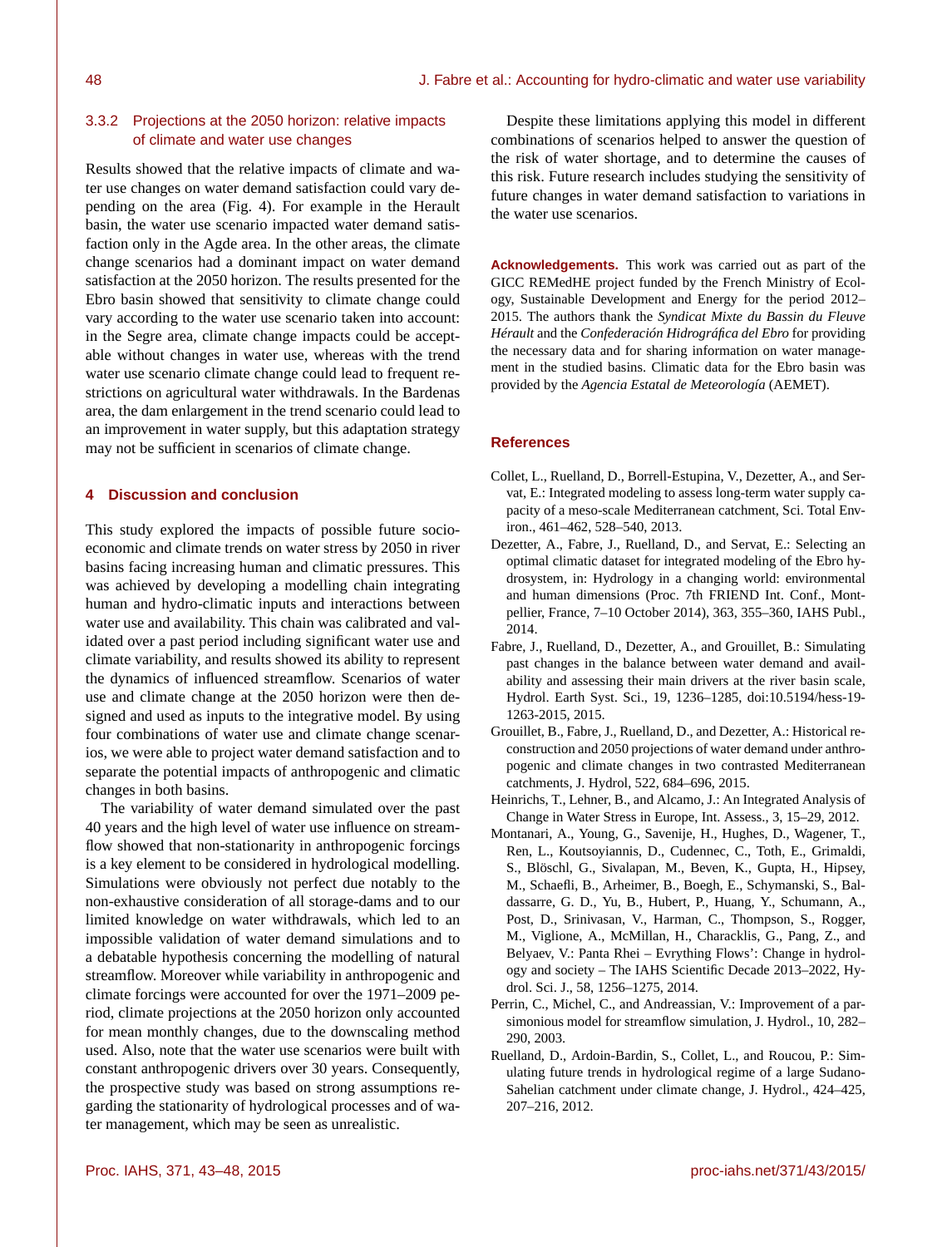### 3.3.2 Projections at the 2050 horizon: relative impacts of climate and water use changes

Results showed that the relative impacts of climate and water use changes on water demand satisfaction could vary depending on the area (Fig. 4). For example in the Herault basin, the water use scenario impacted water demand satisfaction only in the Agde area. In the other areas, the climate change scenarios had a dominant impact on water demand satisfaction at the 2050 horizon. The results presented for the Ebro basin showed that sensitivity to climate change could vary according to the water use scenario taken into account: in the Segre area, climate change impacts could be acceptable without changes in water use, whereas with the trend water use scenario climate change could lead to frequent restrictions on agricultural water withdrawals. In the Bardenas area, the dam enlargement in the trend scenario could lead to an improvement in water supply, but this adaptation strategy may not be sufficient in scenarios of climate change.

## 4 Discussion and conclusion

This study explored the impacts of possible future socio-economic and climate trends on water stress by 2050 in river basins facing increasing human and climatic pressures. This was achieved by developing a modelling chain integrating human and hydro-climatic inputs and interactions between water use and availability. This chain was calibrated and validated over a past period including significant water use and climate variability, and results showed its ability to represent the dynamics of influenced streamflow. Scenarios of water use and climate change at the 2050 horizon were then designed and used as inputs to the integrative model. By using four combinations of water use and climate change scenarios, we were able to project water demand satisfaction and to separate the potential impacts of anthropogenic and climatic changes in both basins.

The variability of water demand simulated over the past 40 years and the high level of water use influence on streamflow showed that non-stationarity in anthropogenic forcings is a key element to be considered in hydrological modelling. Simulations were obviously not perfect due notably to the non-exhaustive consideration of all storage-dams and to our limited knowledge on water withdrawals, which led to an impossible validation of water demand simulations and to a debatable hypothesis concerning the modelling of natural streamflow. Moreover while variability in anthropogenic and climate forcings were accounted for over the 1971–2009 period, climate projections at the 2050 horizon only accounted for mean monthly changes, due to the downscaling method used. Also, note that the water use scenarios were built with constant anthropogenic drivers over 30 years. Consequently, the prospective study was based on strong assumptions regarding the stationarity of hydrological processes and of water management, which may be seen as unrealistic.

Despite these limitations applying this model in different combinations of scenarios helped to answer the question of the risk of water shortage, and to determine the causes of this risk. Future research includes studying the sensitivity of future changes in water demand satisfaction to variations in the water use scenarios.

**Acknowledgements.** This work was carried out as part of the GICC REMedHE project funded by the French Ministry of Ecology, Sustainable Development and Energy for the period 2012–2015. The authors thank the *Syndicat Mixte du Bassin du Fleuve Hérault* and the *Confederación Hidrográfica del Ebro* for providing the necessary data and for sharing information on water management in the studied basins. Climatic data for the Ebro basin was provided by the *Agencia Estatal de Meteorología* (AEMET).

## References

Collet, L., Ruelland, D., Borrell-Estupina, V., Dezetter, A., and Servat, E.: Integrated modeling to assess long-term water supply capacity of a meso-scale Mediterranean catchment, Sci. Total Environ., 461–462, 528–540, 2013.

Dezetter, A., Fabre, J., Ruelland, D., and Servat, E.: Selecting an optimal climatic dataset for integrated modeling of the Ebro hydrosystem, in: Hydrology in a changing world: environmental and human dimensions (Proc. 7th FRIEND Int. Conf., Montpellier, France, 7–10 October 2014), 363, 355–360, IAHS Publ., 2014.

Fabre, J., Ruelland, D., Dezetter, A., and Grouillet, B.: Simulating past changes in the balance between water demand and availability and assessing their main drivers at the river basin scale, Hydrol. Earth Syst. Sci., 19, 1236–1285, doi:10.5194/hess-19-1263-2015, 2015.

Grouillet, B., Fabre, J., Ruelland, D., and Dezetter, A.: Historical reconstruction and 2050 projections of water demand under anthropogenic and climate changes in two contrasted Mediterranean catchments, J. Hydrol, 522, 684–696, 2015.

Heinrichs, T., Lehner, B., and Alcamo, J.: An Integrated Analysis of Change in Water Stress in Europe, Int. Assess., 3, 15–29, 2012.

Montanari, A., Young, G., Savenije, H., Hughes, D., Wagener, T., Ren, L., Koutsoyiannis, D., Cudennec, C., Toth, E., Grimaldi, S., Blöschl, G., Sivalapan, M., Beven, K., Gupta, H., Hipsey, M., Schaefli, B., Arheimer, B., Boegh, E., Schymanski, S., Baldassarre, G. D., Yu, B., Hubert, P., Huang, Y., Schumann, A., Post, D., Srinivasan, V., Harman, C., Thompson, S., Rogger, M., Viglione, A., McMillan, H., Characklis, G., Pang, Z., and Belyaev, V.: Panta Rhei – Evrything Flows': Change in hydrology and society – The IAHS Scientific Decade 2013–2022, Hydrol. Sci. J., 58, 1256–1275, 2014.

Perrin, C., Michel, C., and Andreassian, V.: Improvement of a parsimonious model for streamflow simulation, J. Hydrol., 10, 282–290, 2003.

Ruelland, D., Ardoin-Bardin, S., Collet, L., and Roucou, P.: Simulating future trends in hydrological regime of a large Sudano-Sahelian catchment under climate change, J. Hydrol., 424–425, 207–216, 2012.